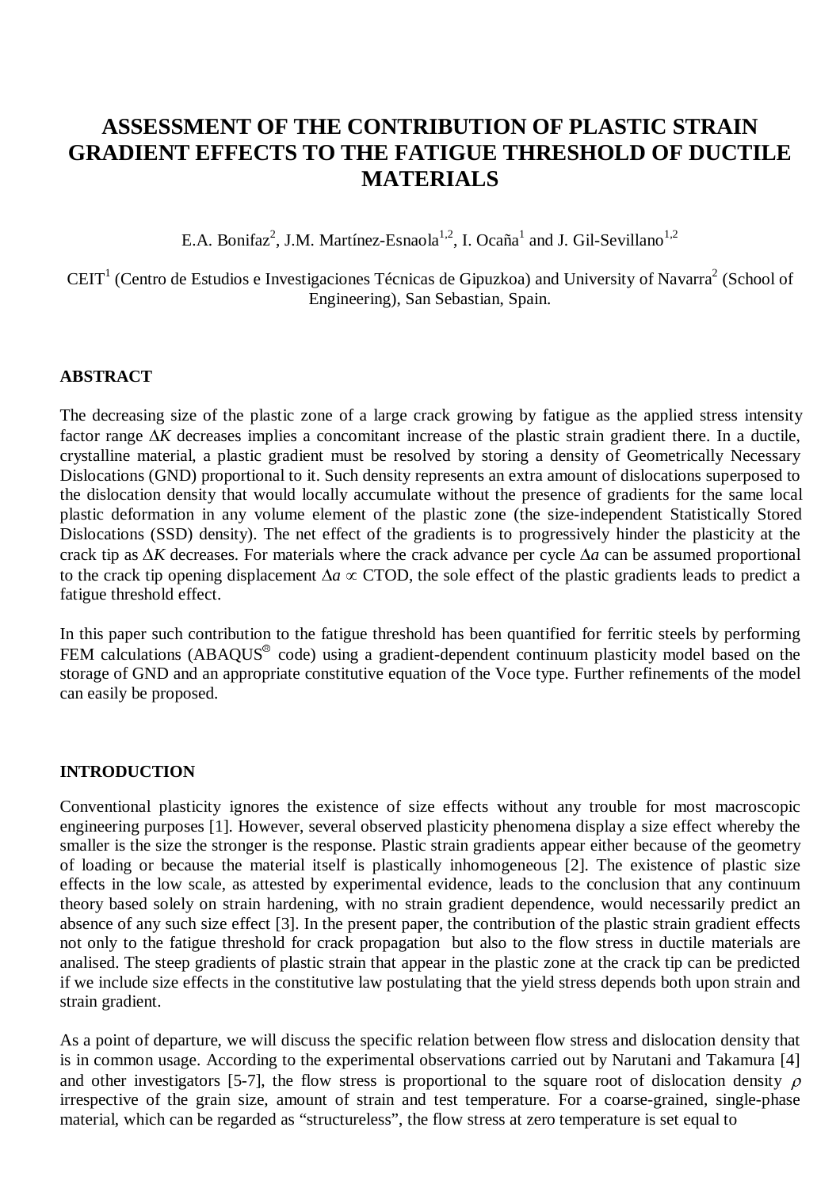# ASSESSMENT OF THE CONTRIBUTION OF PLASTIC STRAIN GRADIENT EFFECTS TO THE FATIGUE THRESHOLD OF DUCTILE MATERIALS

E.A. Bonifaz[2], J.M. Martínez-Esnaola[1,2], I. Ocaña[1] and J. Gil-Sevillano[1,2]

CEIT[1] (Centro de Estudios e Investigaciones Técnicas de Gipuzkoa) and University of Navarra[2] (School of Engineering), San Sebastian, Spain.

## ABSTRACT

The decreasing size of the plastic zone of a large crack growing by fatigue as the applied stress intensity factor range $\Delta K$ decreases implies a concomitant increase of the plastic strain gradient there. In a ductile, crystalline material, a plastic gradient must be resolved by storing a density of Geometrically Necessary Dislocations (GND) proportional to it. Such density represents an extra amount of dislocations superposed to the dislocation density that would locally accumulate without the presence of gradients for the same local plastic deformation in any volume element of the plastic zone (the size-independent Statistically Stored Dislocations (SSD) density). The net effect of the gradients is to progressively hinder the plasticity at the crack tip as $\Delta K$ decreases. For materials where the crack advance per cycle $\Delta a$ can be assumed proportional to the crack tip opening displacement $\Delta a \propto$ CTOD, the sole effect of the plastic gradients leads to predict a fatigue threshold effect.

In this paper such contribution to the fatigue threshold has been quantified for ferritic steels by performing FEM calculations (ABAQUS® code) using a gradient-dependent continuum plasticity model based on the storage of GND and an appropriate constitutive equation of the Voce type. Further refinements of the model can easily be proposed.

## INTRODUCTION

Conventional plasticity ignores the existence of size effects without any trouble for most macroscopic engineering purposes [1]. However, several observed plasticity phenomena display a size effect whereby the smaller is the size the stronger is the response. Plastic strain gradients appear either because of the geometry of loading or because the material itself is plastically inhomogeneous [2]. The existence of plastic size effects in the low scale, as attested by experimental evidence, leads to the conclusion that any continuum theory based solely on strain hardening, with no strain gradient dependence, would necessarily predict an absence of any such size effect [3]. In the present paper, the contribution of the plastic strain gradient effects not only to the fatigue threshold for crack propagation but also to the flow stress in ductile materials are analised. The steep gradients of plastic strain that appear in the plastic zone at the crack tip can be predicted if we include size effects in the constitutive law postulating that the yield stress depends both upon strain and strain gradient.

As a point of departure, we will discuss the specific relation between flow stress and dislocation density that is in common usage. According to the experimental observations carried out by Narutani and Takamura [4] and other investigators [5-7], the flow stress is proportional to the square root of dislocation density $\rho$ irrespective of the grain size, amount of strain and test temperature. For a coarse-grained, single-phase material, which can be regarded as "structureless", the flow stress at zero temperature is set equal to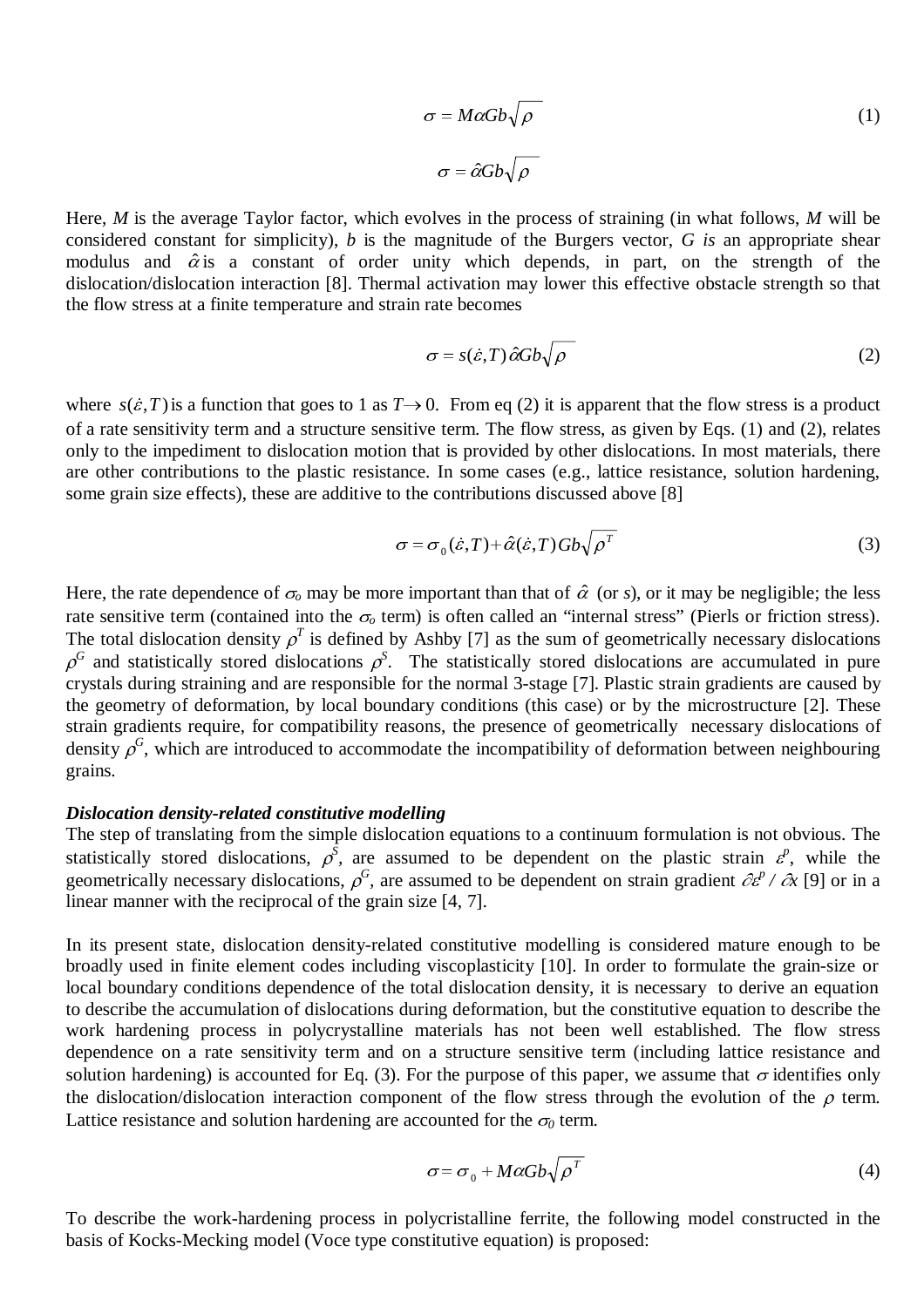$$\sigma = M\alpha Gb\sqrt{\rho} \tag{1}$$

$$\sigma = \hat{\alpha}Gb\sqrt{\rho}$$

Here, $M$ is the average Taylor factor, which evolves in the process of straining (in what follows, $M$ will be considered constant for simplicity), $b$ is the magnitude of the Burgers vector, $G$ *is* an appropriate shear modulus and $\hat{\alpha}$ is a constant of order unity which depends, in part, on the strength of the dislocation/dislocation interaction [8]. Thermal activation may lower this effective obstacle strength so that the flow stress at a finite temperature and strain rate becomes

$$\sigma = s(\dot{\varepsilon},T)\,\hat{\alpha}Gb\sqrt{\rho} \tag{2}$$

where $s(\dot{\varepsilon},T)$ is a function that goes to 1 as $T \rightarrow 0$. From eq (2) it is apparent that the flow stress is a product of a rate sensitivity term and a structure sensitive term. The flow stress, as given by Eqs. (1) and (2), relates only to the impediment to dislocation motion that is provided by other dislocations. In most materials, there are other contributions to the plastic resistance. In some cases (e.g., lattice resistance, solution hardening, some grain size effects), these are additive to the contributions discussed above [8]

$$\sigma = \sigma_0(\dot{\varepsilon},T) + \hat{\alpha}(\dot{\varepsilon},T)\,Gb\sqrt{\rho^T} \tag{3}$$

Here, the rate dependence of $\sigma_o$ may be more important than that of $\hat{\alpha}$ (or $s$), or it may be negligible; the less rate sensitive term (contained into the $\sigma_o$ term) is often called an "internal stress" (Pierls or friction stress). The total dislocation density $\rho^T$ is defined by Ashby [7] as the sum of geometrically necessary dislocations $\rho^G$ and statistically stored dislocations $\rho^S$. The statistically stored dislocations are accumulated in pure crystals during straining and are responsible for the normal 3-stage [7]. Plastic strain gradients are caused by the geometry of deformation, by local boundary conditions (this case) or by the microstructure [2]. These strain gradients require, for compatibility reasons, the presence of geometrically necessary dislocations of density $\rho^G$, which are introduced to accommodate the incompatibility of deformation between neighbouring grains.

***Dislocation density-related constitutive modelling***

The step of translating from the simple dislocation equations to a continuum formulation is not obvious. The statistically stored dislocations, $\rho^S$, are assumed to be dependent on the plastic strain $\varepsilon^p$, while the geometrically necessary dislocations, $\rho^G$, are assumed to be dependent on strain gradient $\partial\varepsilon^p / \partial x$ [9] or in a linear manner with the reciprocal of the grain size [4, 7].

In its present state, dislocation density-related constitutive modelling is considered mature enough to be broadly used in finite element codes including viscoplasticity [10]. In order to formulate the grain-size or local boundary conditions dependence of the total dislocation density, it is necessary to derive an equation to describe the accumulation of dislocations during deformation, but the constitutive equation to describe the work hardening process in polycrystalline materials has not been well established. The flow stress dependence on a rate sensitivity term and on a structure sensitive term (including lattice resistance and solution hardening) is accounted for Eq. (3). For the purpose of this paper, we assume that $\sigma$ identifies only the dislocation/dislocation interaction component of the flow stress through the evolution of the $\rho$ term. Lattice resistance and solution hardening are accounted for the $\sigma_0$ term.

$$\sigma = \sigma_0 + M\alpha Gb\sqrt{\rho^T} \tag{4}$$

To describe the work-hardening process in polycristalline ferrite, the following model constructed in the basis of Kocks-Mecking model (Voce type constitutive equation) is proposed: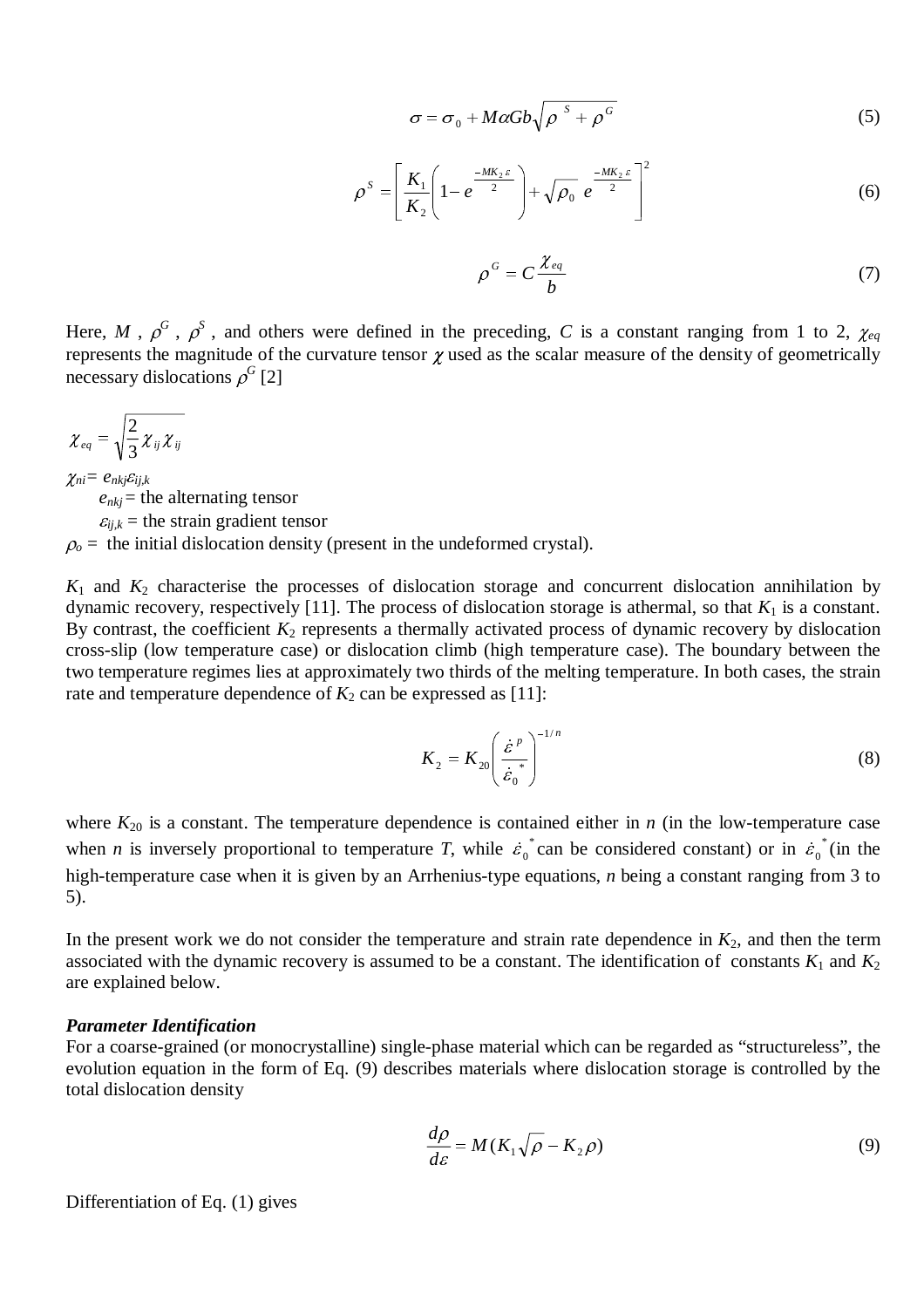$$\sigma = \sigma_0 + M\alpha Gb\sqrt{\rho^S + \rho^G} \tag{5}$$

$$\rho^S = \left[\frac{K_1}{K_2}\left(1 - e^{\frac{-MK_2\varepsilon}{2}}\right) + \sqrt{\rho_0}\; e^{\frac{-MK_2\varepsilon}{2}}\right]^2 \tag{6}$$

$$\rho^G = C\frac{\chi_{eq}}{b} \tag{7}$$

Here, $M$ , $\rho^G$ , $\rho^S$ , and others were defined in the preceding, $C$ is a constant ranging from 1 to 2, $\chi_{eq}$ represents the magnitude of the curvature tensor $\chi$ used as the scalar measure of the density of geometrically necessary dislocations $\rho^G$ [2]

$$\chi_{eq} = \sqrt{\frac{2}{3}\chi_{ij}\chi_{ij}}$$

$\chi_{ni} = e_{nkj}\varepsilon_{ij,k}$

$e_{nkj}$ = the alternating tensor

$\varepsilon_{ij,k}$ = the strain gradient tensor

$\rho_o$ = the initial dislocation density (present in the undeformed crystal).

$K_1$ and $K_2$ characterise the processes of dislocation storage and concurrent dislocation annihilation by dynamic recovery, respectively [11]. The process of dislocation storage is athermal, so that $K_1$ is a constant. By contrast, the coefficient $K_2$ represents a thermally activated process of dynamic recovery by dislocation cross-slip (low temperature case) or dislocation climb (high temperature case). The boundary between the two temperature regimes lies at approximately two thirds of the melting temperature. In both cases, the strain rate and temperature dependence of $K_2$ can be expressed as [11]:

$$K_2 = K_{20}\left(\frac{\dot{\varepsilon}^p}{\dot{\varepsilon}_0^*}\right)^{-1/n} \tag{8}$$

where $K_{20}$ is a constant. The temperature dependence is contained either in $n$ (in the low-temperature case when $n$ is inversely proportional to temperature $T$, while $\dot{\varepsilon}_0^*$ can be considered constant) or in $\dot{\varepsilon}_0^*$ (in the high-temperature case when it is given by an Arrhenius-type equations, $n$ being a constant ranging from 3 to 5).

In the present work we do not consider the temperature and strain rate dependence in $K_2$, and then the term associated with the dynamic recovery is assumed to be a constant. The identification of constants $K_1$ and $K_2$ are explained below.

***Parameter Identification***

For a coarse-grained (or monocrystalline) single-phase material which can be regarded as "structureless", the evolution equation in the form of Eq. (9) describes materials where dislocation storage is controlled by the total dislocation density

$$\frac{d\rho}{d\varepsilon} = M(K_1\sqrt{\rho} - K_2\rho) \tag{9}$$

Differentiation of Eq. (1) gives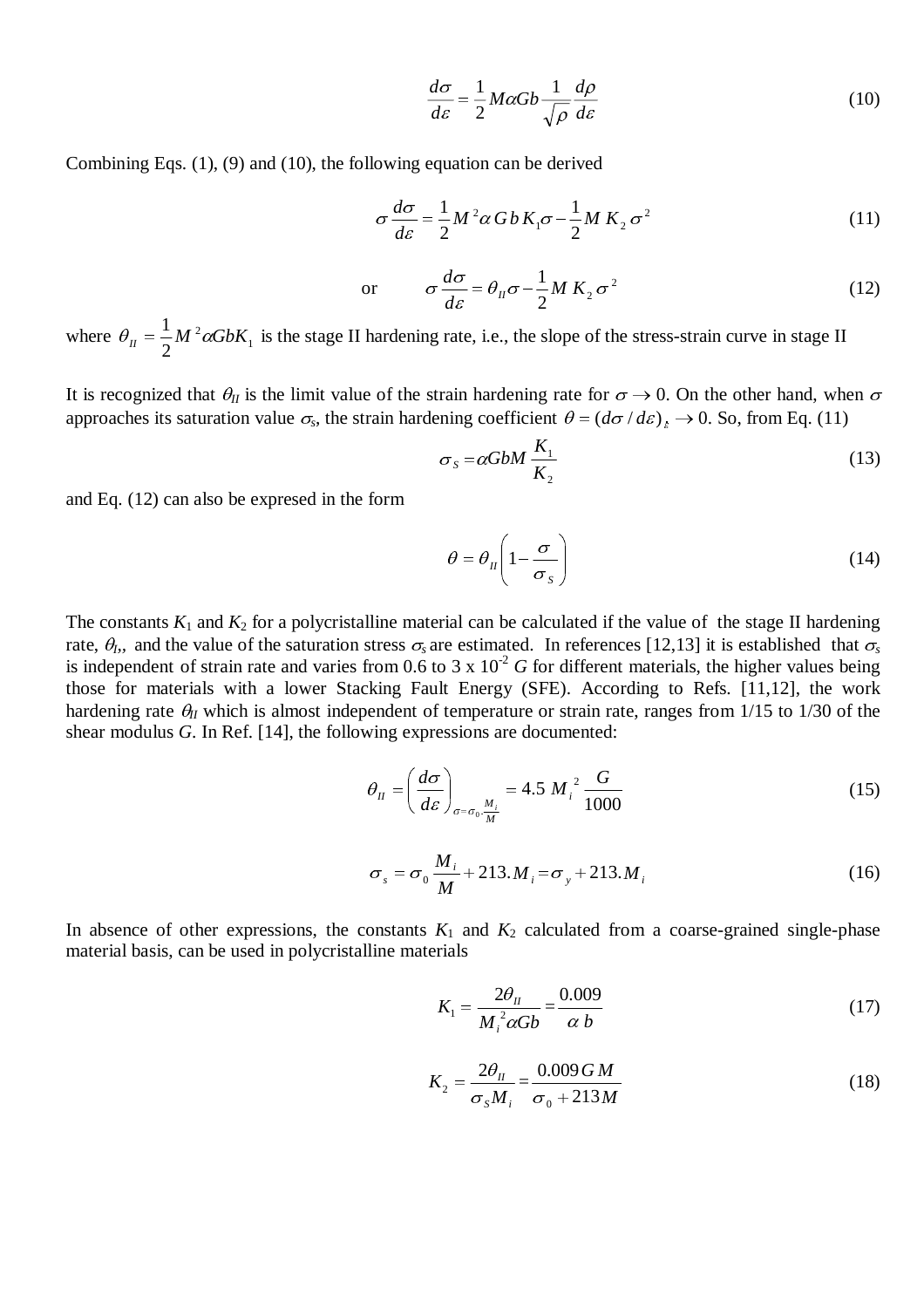$$\frac{d\sigma}{d\varepsilon} = \frac{1}{2} M\alpha Gb \frac{1}{\sqrt{\rho}} \frac{d\rho}{d\varepsilon} \tag{10}$$

Combining Eqs. (1), (9) and (10), the following equation can be derived

$$\sigma \frac{d\sigma}{d\varepsilon} = \frac{1}{2} M^2 \alpha\, G\, b\, K_1 \sigma - \frac{1}{2} M\, K_2\, \sigma^2 \tag{11}$$

$$\text{or} \qquad \sigma \frac{d\sigma}{d\varepsilon} = \theta_{II} \sigma - \frac{1}{2} M\, K_2\, \sigma^2 \tag{12}$$

where $\theta_{II} = \frac{1}{2} M^2 \alpha G b K_1$ is the stage II hardening rate, i.e., the slope of the stress-strain curve in stage II

It is recognized that $\theta_{II}$ is the limit value of the strain hardening rate for $\sigma \to 0$. On the other hand, when $\sigma$ approaches its saturation value $\sigma_s$, the strain hardening coefficient $\theta = (d\sigma / d\varepsilon)_{\dot{\varepsilon}} \to 0$. So, from Eq. (11)

$$\sigma_S = \alpha G b M \frac{K_1}{K_2} \tag{13}$$

and Eq. (12) can also be expresed in the form

$$\theta = \theta_{II} \left( 1 - \frac{\sigma}{\sigma_S} \right) \tag{14}$$

The constants $K_1$ and $K_2$ for a polycristalline material can be calculated if the value of the stage II hardening rate, $\theta_{I}$,, and the value of the saturation stress $\sigma_s$ are estimated. In references [12,13] it is established that $\sigma_s$ is independent of strain rate and varies from 0.6 to 3 x $10^{-2}$ $G$ for different materials, the higher values being those for materials with a lower Stacking Fault Energy (SFE). According to Refs. [11,12], the work hardening rate $\theta_{II}$ which is almost independent of temperature or strain rate, ranges from 1/15 to 1/30 of the shear modulus $G$. In Ref. [14], the following expressions are documented:

$$\theta_{II} = \left( \frac{d\sigma}{d\varepsilon} \right)_{\sigma = \sigma_0 \cdot \frac{M_i}{M}} = 4.5\, M_i^{\,2} \frac{G}{1000} \tag{15}$$

$$\sigma_s = \sigma_0 \frac{M_i}{M} + 213.M_i = \sigma_y + 213.M_i \tag{16}$$

In absence of other expressions, the constants $K_1$ and $K_2$ calculated from a coarse-grained single-phase material basis, can be used in polycristalline materials

$$K_1 = \frac{2\theta_{II}}{M_i^{\,2} \alpha G b} = \frac{0.009}{\alpha\, b} \tag{17}$$

$$K_2 = \frac{2\theta_{II}}{\sigma_S M_i} = \frac{0.009\, G\, M}{\sigma_0 + 213 M} \tag{18}$$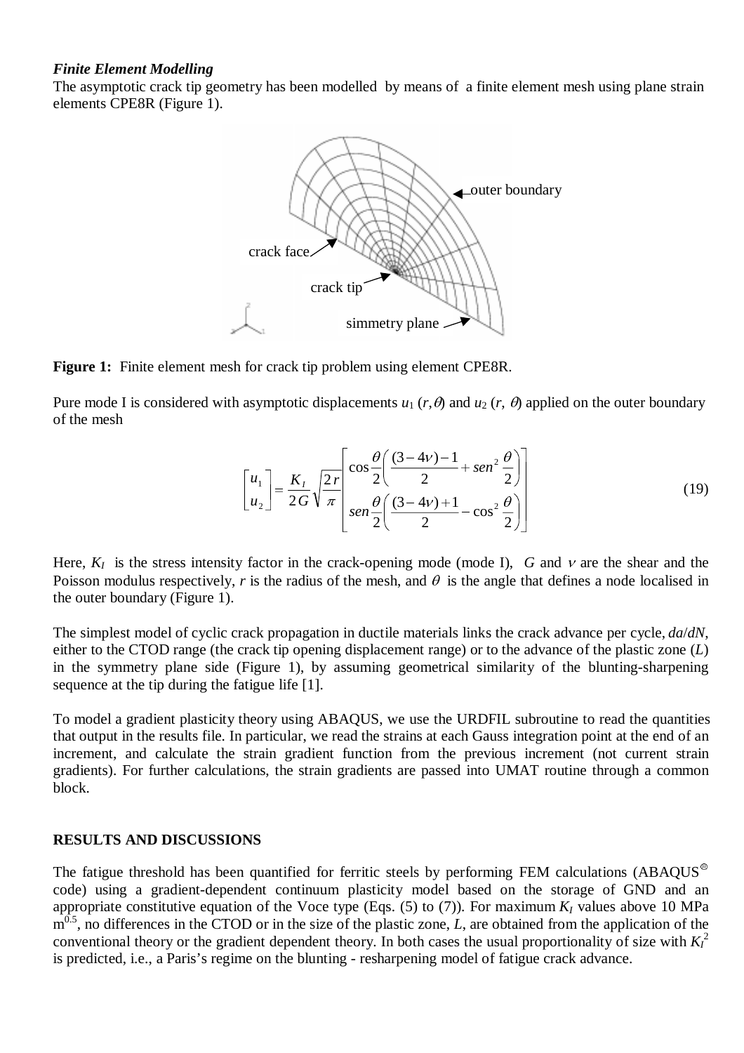### *Finite Element Modelling*

The asymptotic crack tip geometry has been modelled by means of a finite element mesh using plane strain elements CPE8R (Figure 1).

**Figure 1:** Finite element mesh for crack tip problem using element CPE8R.

Pure mode I is considered with asymptotic displacements $u_1\,(r,\theta)$ and $u_2\,(r,\,\theta)$ applied on the outer boundary of the mesh

$$\begin{bmatrix} u_1 \\ u_2 \end{bmatrix} = \frac{K_I}{2G}\sqrt{\frac{2r}{\pi}} \begin{bmatrix} \cos\dfrac{\theta}{2}\left(\dfrac{(3-4\nu)-1}{2} + sen^2\dfrac{\theta}{2}\right) \\ sen\dfrac{\theta}{2}\left(\dfrac{(3-4\nu)+1}{2} - \cos^2\dfrac{\theta}{2}\right) \end{bmatrix} \tag{19}$$

Here, $K_I$ is the stress intensity factor in the crack-opening mode (mode I), $G$ and $\nu$ are the shear and the Poisson modulus respectively, $r$ is the radius of the mesh, and $\theta$ is the angle that defines a node localised in the outer boundary (Figure 1).

The simplest model of cyclic crack propagation in ductile materials links the crack advance per cycle, $da/dN$, either to the CTOD range (the crack tip opening displacement range) or to the advance of the plastic zone ($L$) in the symmetry plane side (Figure 1), by assuming geometrical similarity of the blunting-sharpening sequence at the tip during the fatigue life [1].

To model a gradient plasticity theory using ABAQUS, we use the URDFIL subroutine to read the quantities that output in the results file. In particular, we read the strains at each Gauss integration point at the end of an increment, and calculate the strain gradient function from the previous increment (not current strain gradients). For further calculations, the strain gradients are passed into UMAT routine through a common block.

## RESULTS AND DISCUSSIONS

The fatigue threshold has been quantified for ferritic steels by performing FEM calculations (ABAQUS® code) using a gradient-dependent continuum plasticity model based on the storage of GND and an appropriate constitutive equation of the Voce type (Eqs. (5) to (7)). For maximum $K_I$ values above 10 MPa $m^{0.5}$, no differences in the CTOD or in the size of the plastic zone, $L$, are obtained from the application of the conventional theory or the gradient dependent theory. In both cases the usual proportionality of size with $K_I^2$ is predicted, i.e., a Paris's regime on the blunting - resharpening model of fatigue crack advance.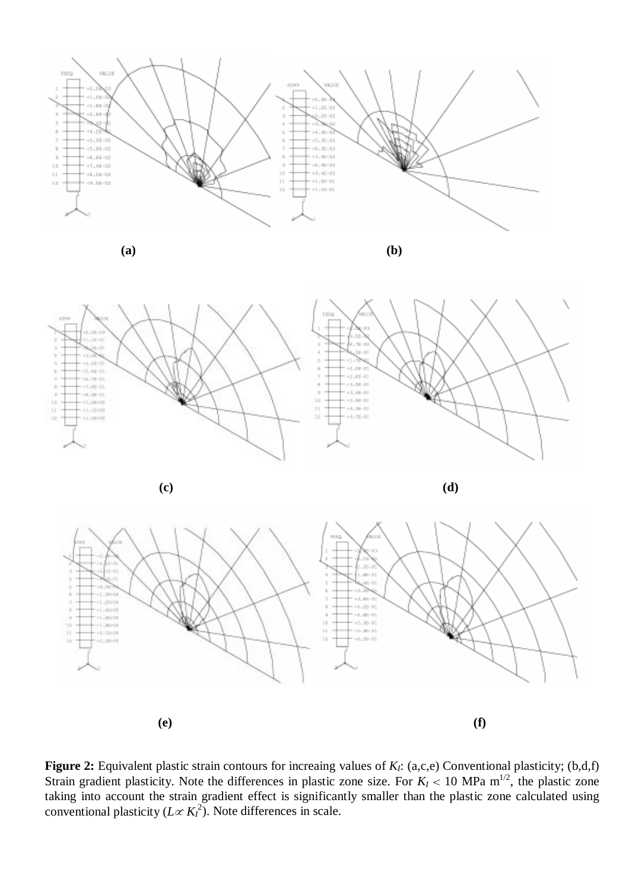**(a)** **(b)**

**(c)** **(d)**

**(e)** **(f)**

**Figure 2:** Equivalent plastic strain contours for increaing values of $K_I$: (a,c,e) Conventional plasticity; (b,d,f) Strain gradient plasticity. Note the differences in plastic zone size. For $K_I < 10$ MPa $\mathrm{m}^{1/2}$, the plastic zone taking into account the strain gradient effect is significantly smaller than the plastic zone calculated using conventional plasticity ($L \propto K_I^2$). Note differences in scale.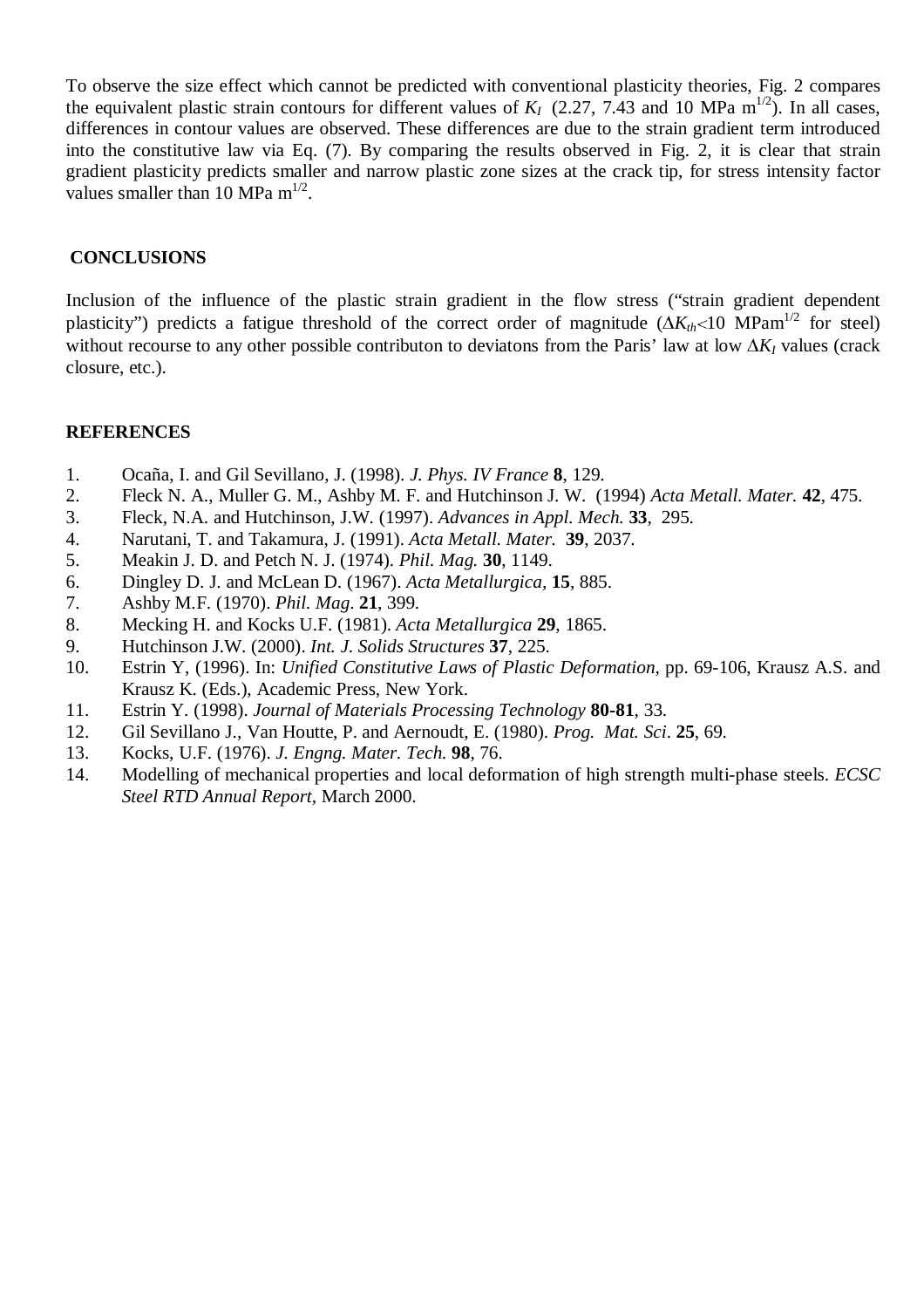To observe the size effect which cannot be predicted with conventional plasticity theories, Fig. 2 compares the equivalent plastic strain contours for different values of $K_I$ (2.27, 7.43 and 10 MPa $m^{1/2}$). In all cases, differences in contour values are observed. These differences are due to the strain gradient term introduced into the constitutive law via Eq. (7). By comparing the results observed in Fig. 2, it is clear that strain gradient plasticity predicts smaller and narrow plastic zone sizes at the crack tip, for stress intensity factor values smaller than 10 MPa $m^{1/2}$.

## CONCLUSIONS

Inclusion of the influence of the plastic strain gradient in the flow stress ("strain gradient dependent plasticity") predicts a fatigue threshold of the correct order of magnitude ($\Delta K_{th}$<10 $MPam^{1/2}$ for steel) without recourse to any other possible contributon to deviatons from the Paris' law at low $\Delta K_I$ values (crack closure, etc.).

## REFERENCES

1. Ocaña, I. and Gil Sevillano, J. (1998). *J. Phys. IV France* **8**, 129.
2. Fleck N. A., Muller G. M., Ashby M. F. and Hutchinson J. W. (1994) *Acta Metall. Mater.* **42**, 475.
3. Fleck, N.A. and Hutchinson, J.W. (1997). *Advances in Appl. Mech.* **33**, 295.
4. Narutani, T. and Takamura, J. (1991). *Acta Metall. Mater.* **39**, 2037.
5. Meakin J. D. and Petch N. J. (1974). *Phil. Mag.* **30**, 1149.
6. Dingley D. J. and McLean D. (1967). *Acta Metallurgica*, **15**, 885.
7. Ashby M.F. (1970). *Phil. Mag*. **21**, 399.
8. Mecking H. and Kocks U.F. (1981). *Acta Metallurgica* **29**, 1865.
9. Hutchinson J.W. (2000). *Int. J. Solids Structures* **37**, 225.
10. Estrin Y, (1996). In: *Unified Constitutive Laws of Plastic Deformation*, pp. 69-106, Krausz A.S. and Krausz K. (Eds.), Academic Press, New York.
11. Estrin Y. (1998). *Journal of Materials Processing Technology* **80-81**, 33.
12. Gil Sevillano J., Van Houtte, P. and Aernoudt, E. (1980). *Prog. Mat. Sci*. **25**, 69.
13. Kocks, U.F. (1976). *J. Engng. Mater. Tech.* **98**, 76.
14. Modelling of mechanical properties and local deformation of high strength multi-phase steels. *ECSC Steel RTD Annual Report*, March 2000.